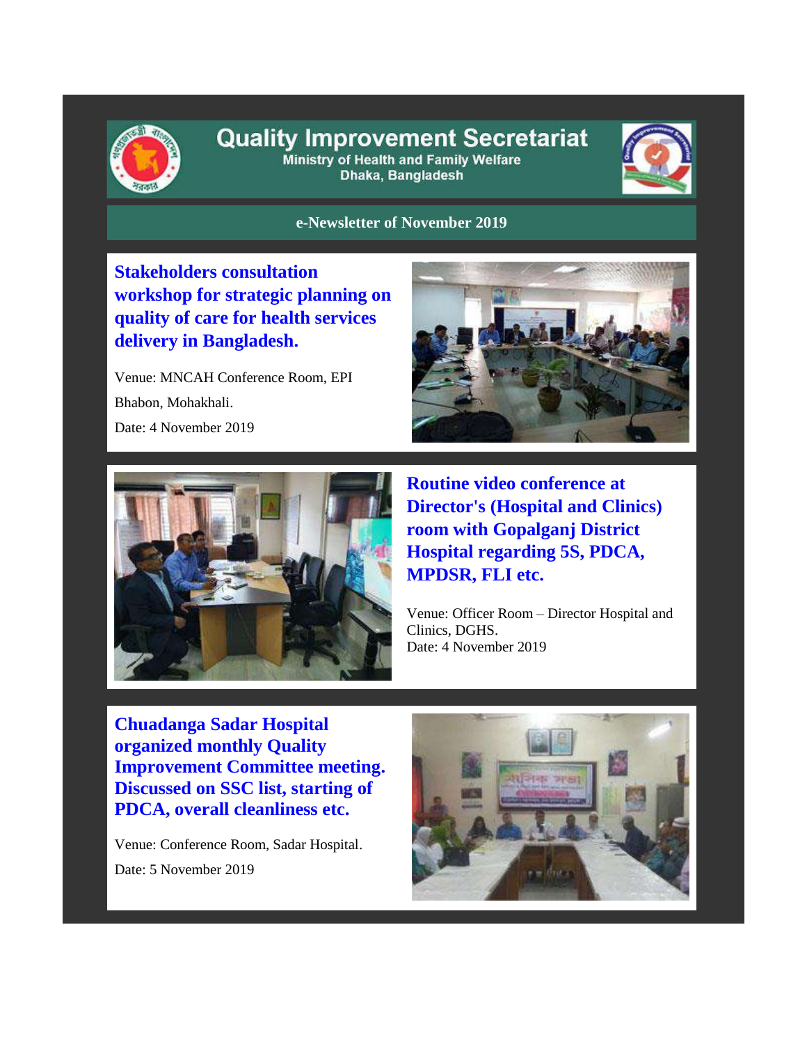# Quality Improvement Secretariat

Ministry of Health and Family Welfare
Dhaka, Bangladesh

## e-Newsletter of November 2019

### Stakeholders consultation workshop for strategic planning on quality of care for health services delivery in Bangladesh.

Venue: MNCAH Conference Room, EPI Bhabon, Mohakhali.

Date: 4 November 2019

### Routine video conference at Director's (Hospital and Clinics) room with Gopalganj District Hospital regarding 5S, PDCA, MPDSR, FLI etc.

Venue: Officer Room – Director Hospital and Clinics, DGHS.
Date: 4 November 2019

### Chuadanga Sadar Hospital organized monthly Quality Improvement Committee meeting. Discussed on SSC list, starting of PDCA, overall cleanliness etc.

Venue: Conference Room, Sadar Hospital.

Date: 5 November 2019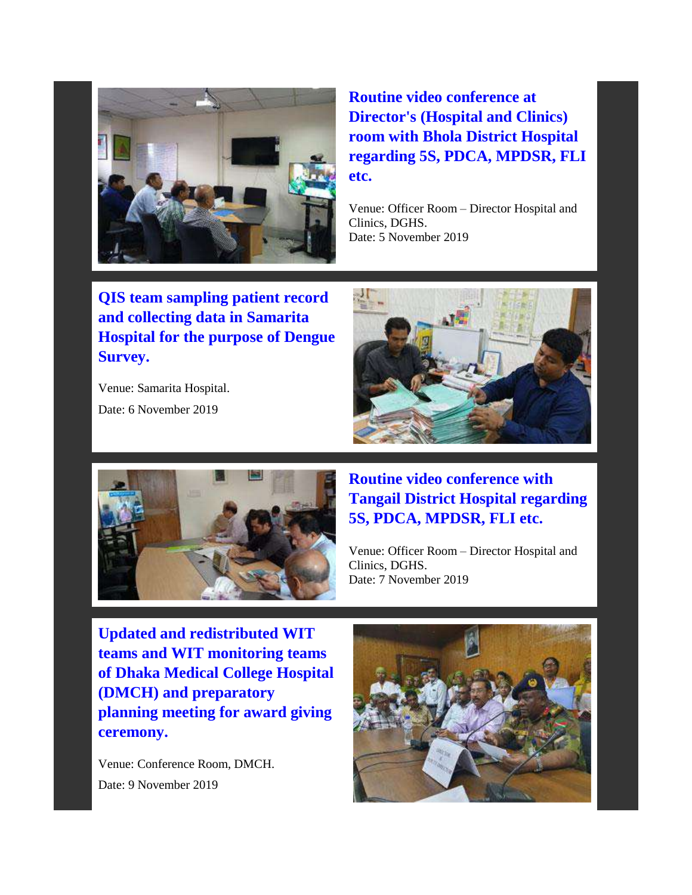### Routine video conference at Director's (Hospital and Clinics) room with Bhola District Hospital regarding 5S, PDCA, MPDSR, FLI etc.

Venue: Officer Room – Director Hospital and Clinics, DGHS.
Date: 5 November 2019

### QIS team sampling patient record and collecting data in Samarita Hospital for the purpose of Dengue Survey.

Venue: Samarita Hospital.

Date: 6 November 2019

### Routine video conference with Tangail District Hospital regarding 5S, PDCA, MPDSR, FLI etc.

Venue: Officer Room – Director Hospital and Clinics, DGHS.
Date: 7 November 2019

### Updated and redistributed WIT teams and WIT monitoring teams of Dhaka Medical College Hospital (DMCH) and preparatory planning meeting for award giving ceremony.

Venue: Conference Room, DMCH.

Date: 9 November 2019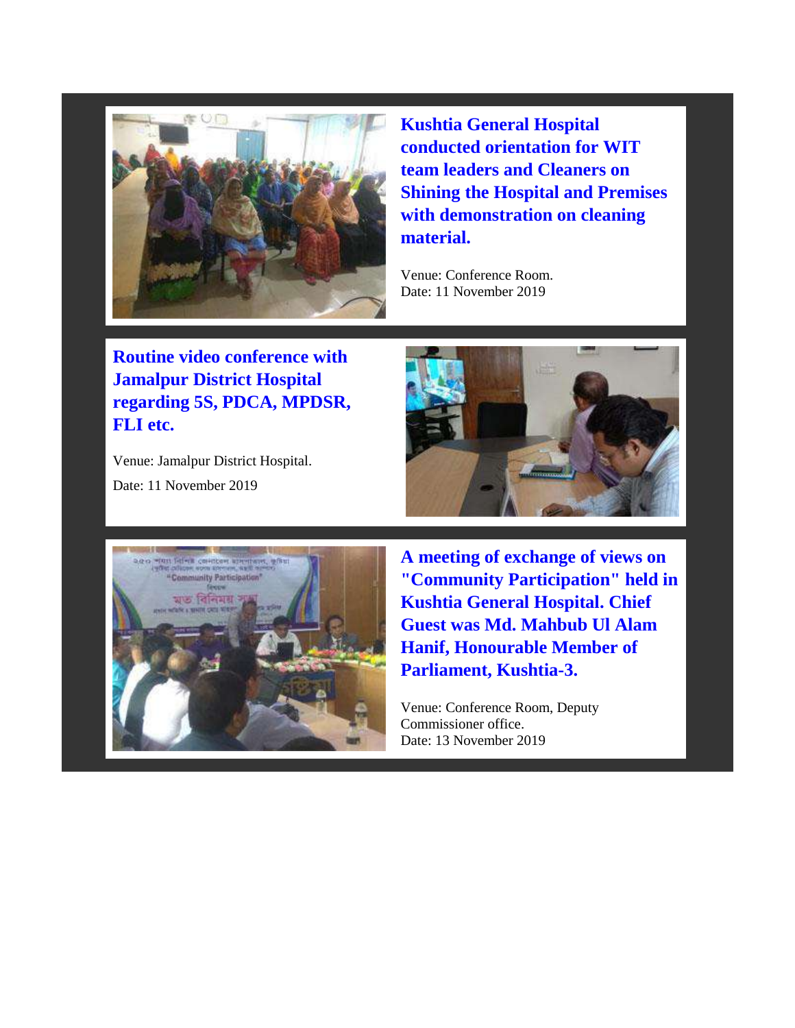### Kushtia General Hospital conducted orientation for WIT team leaders and Cleaners on Shining the Hospital and Premises with demonstration on cleaning material.

Venue: Conference Room.
Date: 11 November 2019

### Routine video conference with Jamalpur District Hospital regarding 5S, PDCA, MPDSR, FLI etc.

Venue: Jamalpur District Hospital.

Date: 11 November 2019

### A meeting of exchange of views on "Community Participation" held in Kushtia General Hospital. Chief Guest was Md. Mahbub Ul Alam Hanif, Honourable Member of Parliament, Kushtia-3.

Venue: Conference Room, Deputy Commissioner office.
Date: 13 November 2019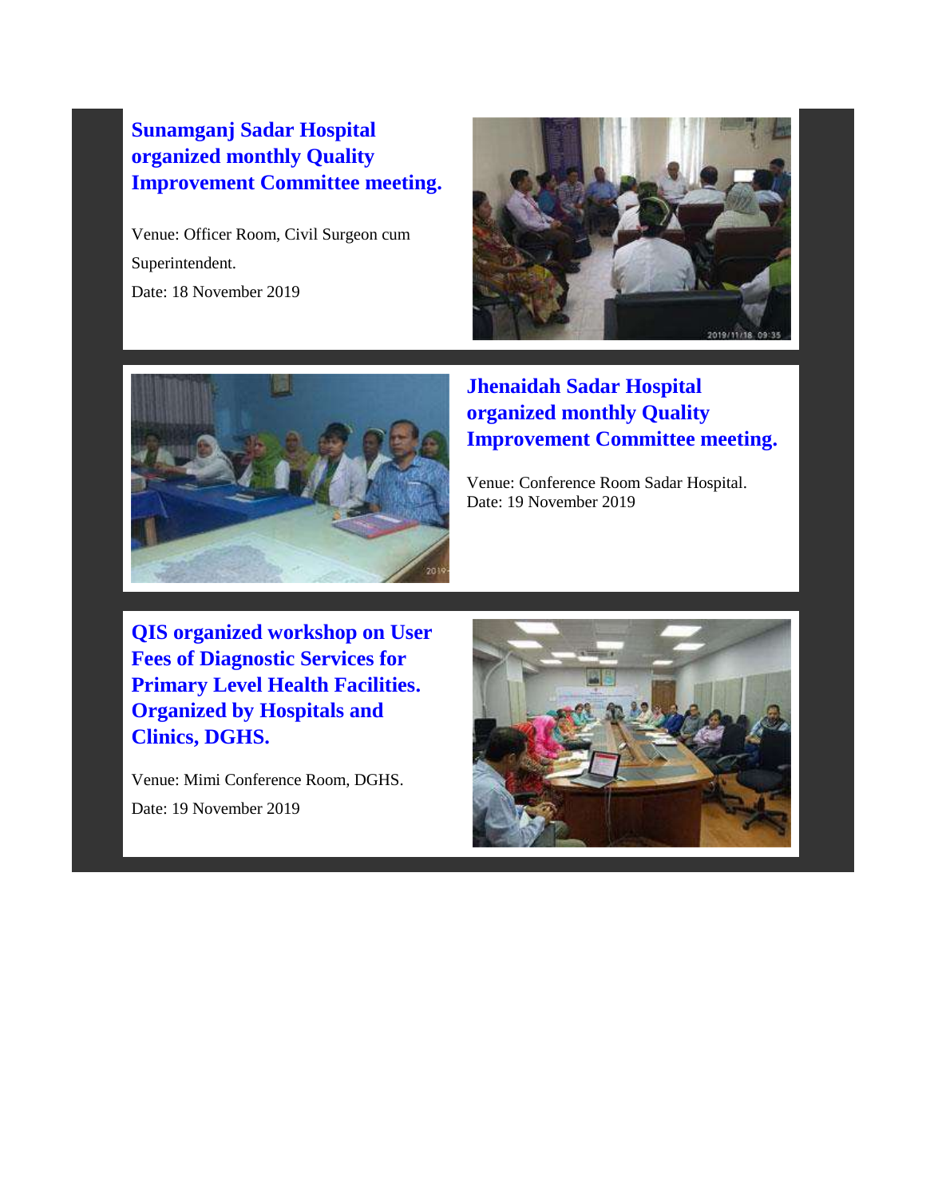## Sunamganj Sadar Hospital organized monthly Quality Improvement Committee meeting.

Venue: Officer Room, Civil Surgeon cum Superintendent.

Date: 18 November 2019

## Jhenaidah Sadar Hospital organized monthly Quality Improvement Committee meeting.

Venue: Conference Room Sadar Hospital.
Date: 19 November 2019

## QIS organized workshop on User Fees of Diagnostic Services for Primary Level Health Facilities. Organized by Hospitals and Clinics, DGHS.

Venue: Mimi Conference Room, DGHS.

Date: 19 November 2019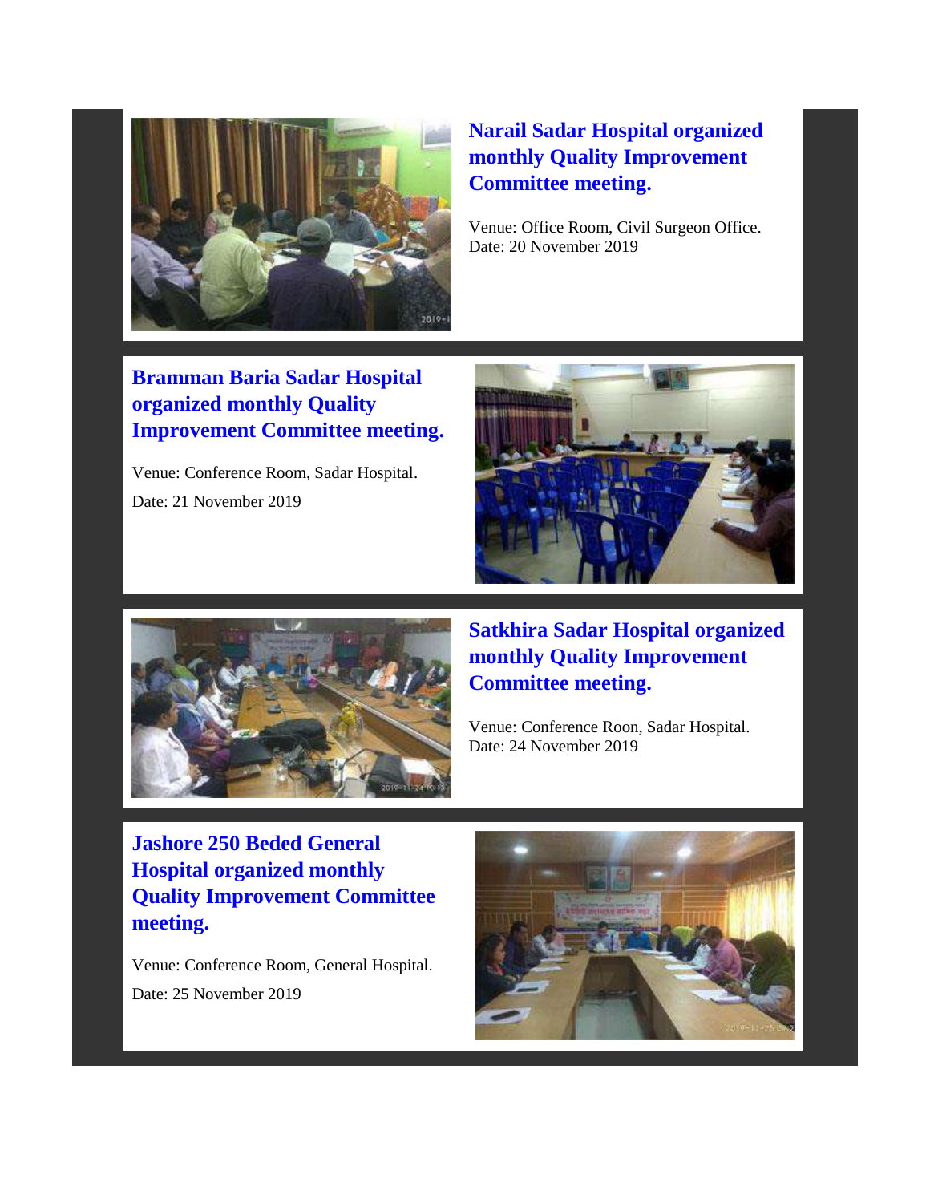## Narail Sadar Hospital organized monthly Quality Improvement Committee meeting.

Venue: Office Room, Civil Surgeon Office.
Date: 20 November 2019

## Bramman Baria Sadar Hospital organized monthly Quality Improvement Committee meeting.

Venue: Conference Room, Sadar Hospital.

Date: 21 November 2019

## Satkhira Sadar Hospital organized monthly Quality Improvement Committee meeting.

Venue: Conference Roon, Sadar Hospital.
Date: 24 November 2019

## Jashore 250 Beded General Hospital organized monthly Quality Improvement Committee meeting.

Venue: Conference Room, General Hospital.

Date: 25 November 2019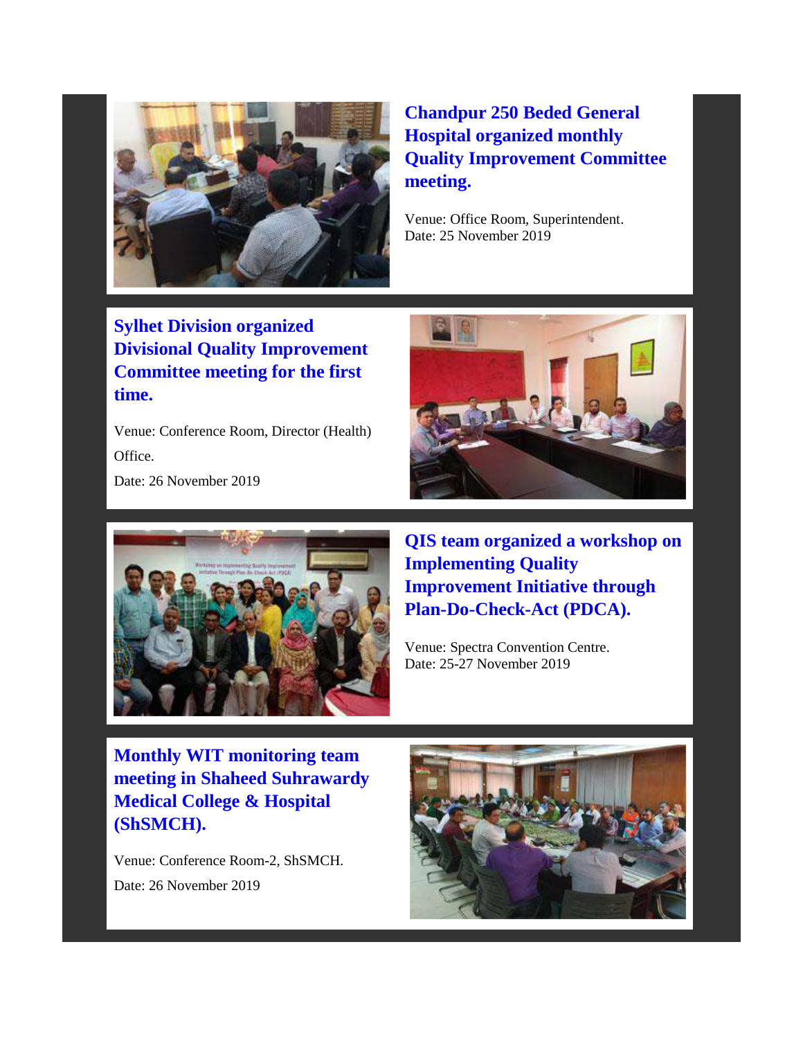## Chandpur 250 Beded General Hospital organized monthly Quality Improvement Committee meeting.

Venue: Office Room, Superintendent.
Date: 25 November 2019

## Sylhet Division organized Divisional Quality Improvement Committee meeting for the first time.

Venue: Conference Room, Director (Health) Office.

Date: 26 November 2019

## QIS team organized a workshop on Implementing Quality Improvement Initiative through Plan-Do-Check-Act (PDCA).

Venue: Spectra Convention Centre.
Date: 25-27 November 2019

## Monthly WIT monitoring team meeting in Shaheed Suhrawardy Medical College & Hospital (ShSMCH).

Venue: Conference Room-2, ShSMCH.

Date: 26 November 2019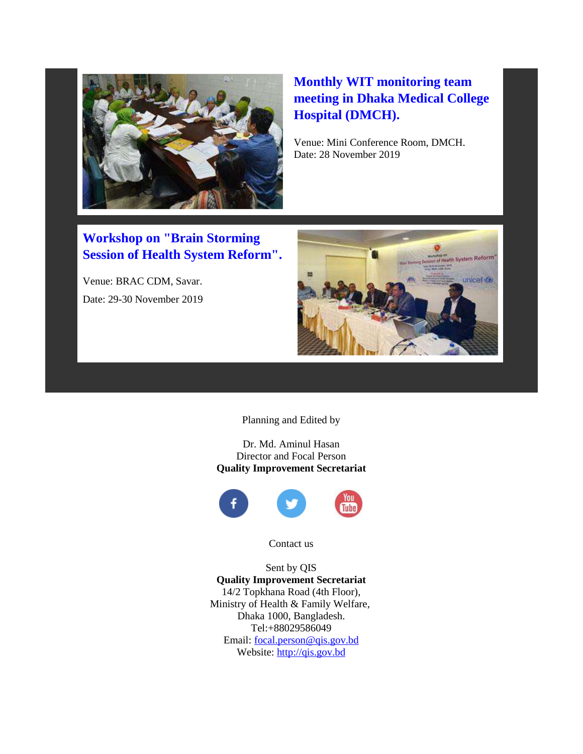## Monthly WIT monitoring team meeting in Dhaka Medical College Hospital (DMCH).

Venue: Mini Conference Room, DMCH.
Date: 28 November 2019

## Workshop on "Brain Storming Session of Health System Reform".

Venue: BRAC CDM, Savar.

Date: 29-30 November 2019

Planning and Edited by

Dr. Md. Aminul Hasan
Director and Focal Person
**Quality Improvement Secretariat**

Contact us

Sent by QIS
**Quality Improvement Secretariat**
14/2 Topkhana Road (4th Floor),
Ministry of Health & Family Welfare,
Dhaka 1000, Bangladesh.
Tel:+88029586049
Email: focal.person@qis.gov.bd
Website: http://qis.gov.bd